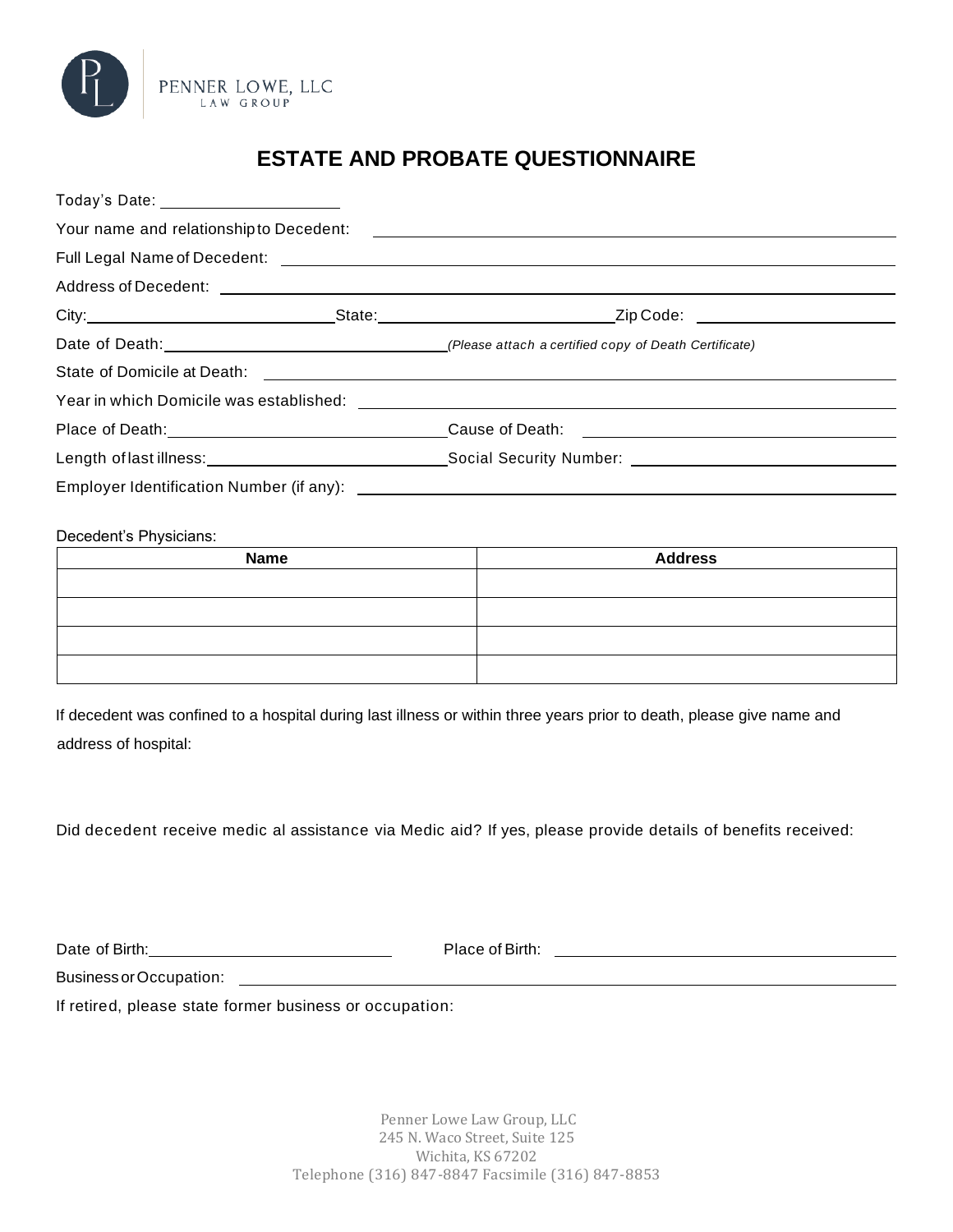PENNER LOWE, LLC
LAW GROUP

# ESTATE AND PROBATE QUESTIONNAIRE

Today's Date: ____________________

Your name and relationship to Decedent: ____________________

Full Legal Name of Decedent: ____________________

Address of Decedent: ____________________

City: ____________________ State: ____________________ Zip Code: ____________________

Date of Death: ____________________ *(Please attach a certified copy of Death Certificate)*

State of Domicile at Death: ____________________

Year in which Domicile was established: ____________________

Place of Death: ____________________ Cause of Death: ____________________

Length of last illness: ____________________ Social Security Number: ____________________

Employer Identification Number (if any): ____________________

Decedent's Physicians:

| Name | Address |
|---|---|
| | |
| | |
| | |
| | |

If decedent was confined to a hospital during last illness or within three years prior to death, please give name and address of hospital:

Did decedent receive medical assistance via Medicaid? If yes, please provide details of benefits received:

Date of Birth: ____________________ Place of Birth: ____________________

Business or Occupation: ____________________

If retired, please state former business or occupation:

Penner Lowe Law Group, LLC
245 N. Waco Street, Suite 125
Wichita, KS 67202
Telephone (316) 847-8847 Facsimile (316) 847-8853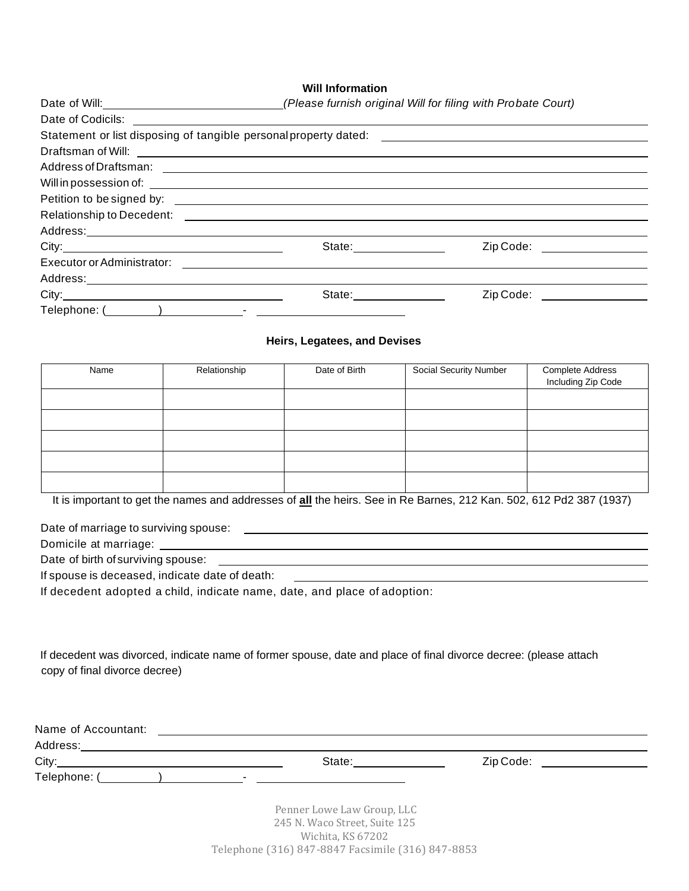**Will Information**

Date of Will:\_\_\_\_\_\_\_\_\_\_\_\_\_\_\_\_\_\_\_\_\_\_\_\_\_\_*(Please furnish original Will for filing with Probate Court)*

Date of Codicils: \_\_\_\_\_\_\_\_\_\_\_\_\_\_\_\_\_\_\_\_\_\_\_\_\_\_\_\_\_\_\_\_\_\_\_\_\_\_\_\_\_\_\_\_\_\_\_\_\_\_\_\_\_\_\_\_

Statement or list disposing of tangible personal property dated: \_\_\_\_\_\_\_\_\_\_\_\_\_\_\_\_\_\_\_\_\_\_\_\_\_\_\_\_\_\_\_\_\_\_\_\_

Draftsman of Will: \_\_\_\_\_\_\_\_\_\_\_\_\_\_\_\_\_\_\_\_\_\_\_\_\_\_\_\_\_\_\_\_\_\_\_\_\_\_\_\_\_\_\_\_\_\_\_\_\_\_\_\_\_\_\_\_

Address of Draftsman: \_\_\_\_\_\_\_\_\_\_\_\_\_\_\_\_\_\_\_\_\_\_\_\_\_\_\_\_\_\_\_\_\_\_\_\_\_\_\_\_\_\_\_\_\_\_\_\_\_\_\_\_\_\_

Will in possession of: \_\_\_\_\_\_\_\_\_\_\_\_\_\_\_\_\_\_\_\_\_\_\_\_\_\_\_\_\_\_\_\_\_\_\_\_\_\_\_\_\_\_\_\_\_\_\_\_\_\_\_\_\_\_

Petition to be signed by: \_\_\_\_\_\_\_\_\_\_\_\_\_\_\_\_\_\_\_\_\_\_\_\_\_\_\_\_\_\_\_\_\_\_\_\_\_\_\_\_\_\_\_\_\_\_\_\_\_\_\_\_

Relationship to Decedent: \_\_\_\_\_\_\_\_\_\_\_\_\_\_\_\_\_\_\_\_\_\_\_\_\_\_\_\_\_\_\_\_\_\_\_\_\_\_\_\_\_\_\_\_\_\_\_\_\_\_

Address:\_\_\_\_\_\_\_\_\_\_\_\_\_\_\_\_\_\_\_\_\_\_\_\_\_\_\_\_\_\_\_\_\_\_\_\_\_\_\_\_\_\_\_\_\_\_\_\_\_\_\_\_\_\_\_\_\_\_\_\_\_\_

City:\_\_\_\_\_\_\_\_\_\_\_\_\_\_\_\_\_\_\_\_\_\_\_\_\_\_\_\_ State:\_\_\_\_\_\_\_\_\_\_\_\_ Zip Code: \_\_\_\_\_\_\_\_\_\_\_\_

Executor or Administrator: \_\_\_\_\_\_\_\_\_\_\_\_\_\_\_\_\_\_\_\_\_\_\_\_\_\_\_\_\_\_\_\_\_\_\_\_\_\_\_\_\_\_\_\_\_\_\_\_\_\_

Address:\_\_\_\_\_\_\_\_\_\_\_\_\_\_\_\_\_\_\_\_\_\_\_\_\_\_\_\_\_\_\_\_\_\_\_\_\_\_\_\_\_\_\_\_\_\_\_\_\_\_\_\_\_\_\_\_\_\_\_\_\_\_

City:\_\_\_\_\_\_\_\_\_\_\_\_\_\_\_\_\_\_\_\_\_\_\_\_\_\_\_\_ State:\_\_\_\_\_\_\_\_\_\_\_\_ Zip Code: \_\_\_\_\_\_\_\_\_\_\_\_

Telephone: (\_\_\_\_\_\_\_\_)\_\_\_\_\_\_\_\_\_\_\_\_- \_\_\_\_\_\_\_\_\_\_\_\_\_\_\_\_\_\_\_\_

**Heirs, Legatees, and Devises**

| Name | Relationship | Date of Birth | Social Security Number | Complete Address Including Zip Code |
|---|---|---|---|---|
| | | | | |
| | | | | |
| | | | | |
| | | | | |
| | | | | |

It is important to get the names and addresses of **all** the heirs. See in Re Barnes, 212 Kan. 502, 612 Pd2 387 (1937)

Date of marriage to surviving spouse: \_\_\_\_\_\_\_\_\_\_\_\_\_\_\_\_\_\_\_\_\_\_\_\_\_\_\_\_\_\_\_\_\_\_\_\_\_\_\_\_\_\_\_\_

Domicile at marriage: \_\_\_\_\_\_\_\_\_\_\_\_\_\_\_\_\_\_\_\_\_\_\_\_\_\_\_\_\_\_\_\_\_\_\_\_\_\_\_\_\_\_\_\_\_\_\_\_\_\_\_\_\_\_

Date of birth of surviving spouse: \_\_\_\_\_\_\_\_\_\_\_\_\_\_\_\_\_\_\_\_\_\_\_\_\_\_\_\_\_\_\_\_\_\_\_\_\_\_\_\_\_\_\_\_\_\_

If spouse is deceased, indicate date of death: \_\_\_\_\_\_\_\_\_\_\_\_\_\_\_\_\_\_\_\_\_\_\_\_\_\_\_\_\_\_\_\_\_\_\_\_\_\_

If decedent adopted a child, indicate name, date, and place of adoption:

If decedent was divorced, indicate name of former spouse, date and place of final divorce decree: (please attach copy of final divorce decree)

Name of Accountant: \_\_\_\_\_\_\_\_\_\_\_\_\_\_\_\_\_\_\_\_\_\_\_\_\_\_\_\_\_\_\_\_\_\_\_\_\_\_\_\_\_\_\_\_\_\_\_\_\_\_\_\_\_\_

Address:\_\_\_\_\_\_\_\_\_\_\_\_\_\_\_\_\_\_\_\_\_\_\_\_\_\_\_\_\_\_\_\_\_\_\_\_\_\_\_\_\_\_\_\_\_\_\_\_\_\_\_\_\_\_\_\_\_\_\_\_\_\_

City:\_\_\_\_\_\_\_\_\_\_\_\_\_\_\_\_\_\_\_\_\_\_\_\_\_\_\_\_ State:\_\_\_\_\_\_\_\_\_\_\_\_ Zip Code: \_\_\_\_\_\_\_\_\_\_\_\_

Telephone: (\_\_\_\_\_\_\_\_)\_\_\_\_\_\_\_\_\_\_\_\_- \_\_\_\_\_\_\_\_\_\_\_\_\_\_\_\_\_\_\_\_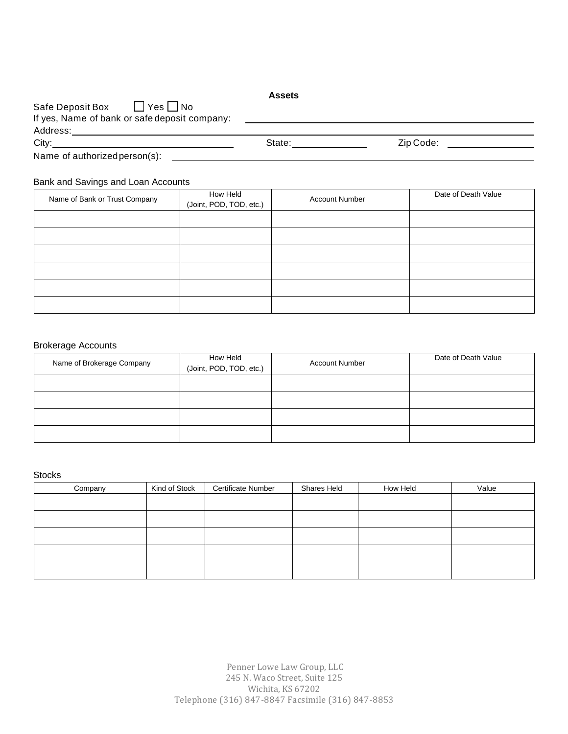## Assets

Safe Deposit Box ☐ Yes ☐ No

If yes, Name of bank or safe deposit company: ____________________

Address: ____________________

City: ____________________ State: ____________ Zip Code: ____________

Name of authorized person(s): ____________________

Bank and Savings and Loan Accounts

| Name of Bank or Trust Company | How Held (Joint, POD, TOD, etc.) | Account Number | Date of Death Value |
|---|---|---|---|
| | | | |
| | | | |
| | | | |
| | | | |
| | | | |
| | | | |

Brokerage Accounts

| Name of Brokerage Company | How Held (Joint, POD, TOD, etc.) | Account Number | Date of Death Value |
|---|---|---|---|
| | | | |
| | | | |
| | | | |
| | | | |

Stocks

| Company | Kind of Stock | Certificate Number | Shares Held | How Held | Value |
|---|---|---|---|---|---|
| | | | | | |
| | | | | | |
| | | | | | |
| | | | | | |
| | | | | | |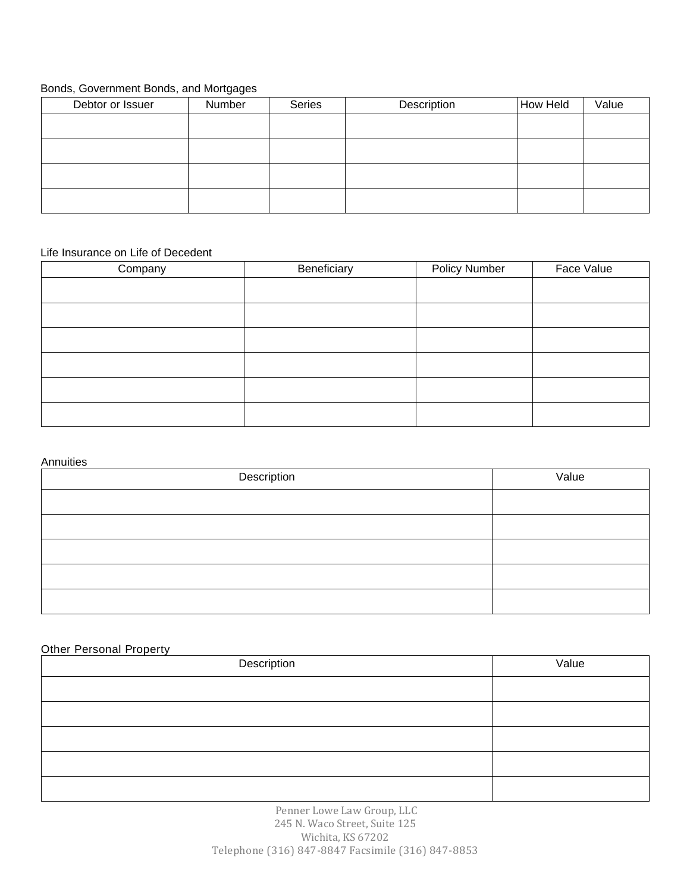Bonds, Government Bonds, and Mortgages

| Debtor or Issuer | Number | Series | Description | How Held | Value |
|---|---|---|---|---|---|
| | | | | | |
| | | | | | |
| | | | | | |
| | | | | | |

Life Insurance on Life of Decedent

| Company | Beneficiary | Policy Number | Face Value |
|---|---|---|---|
| | | | |
| | | | |
| | | | |
| | | | |
| | | | |
| | | | |

Annuities

| Description | Value |
|---|---|
| | |
| | |
| | |
| | |
| | |

Other Personal Property

| Description | Value |
|---|---|
| | |
| | |
| | |
| | |
| | |

Penner Lowe Law Group, LLC
245 N. Waco Street, Suite 125
Wichita, KS 67202
Telephone (316) 847-8847 Facsimile (316) 847-8853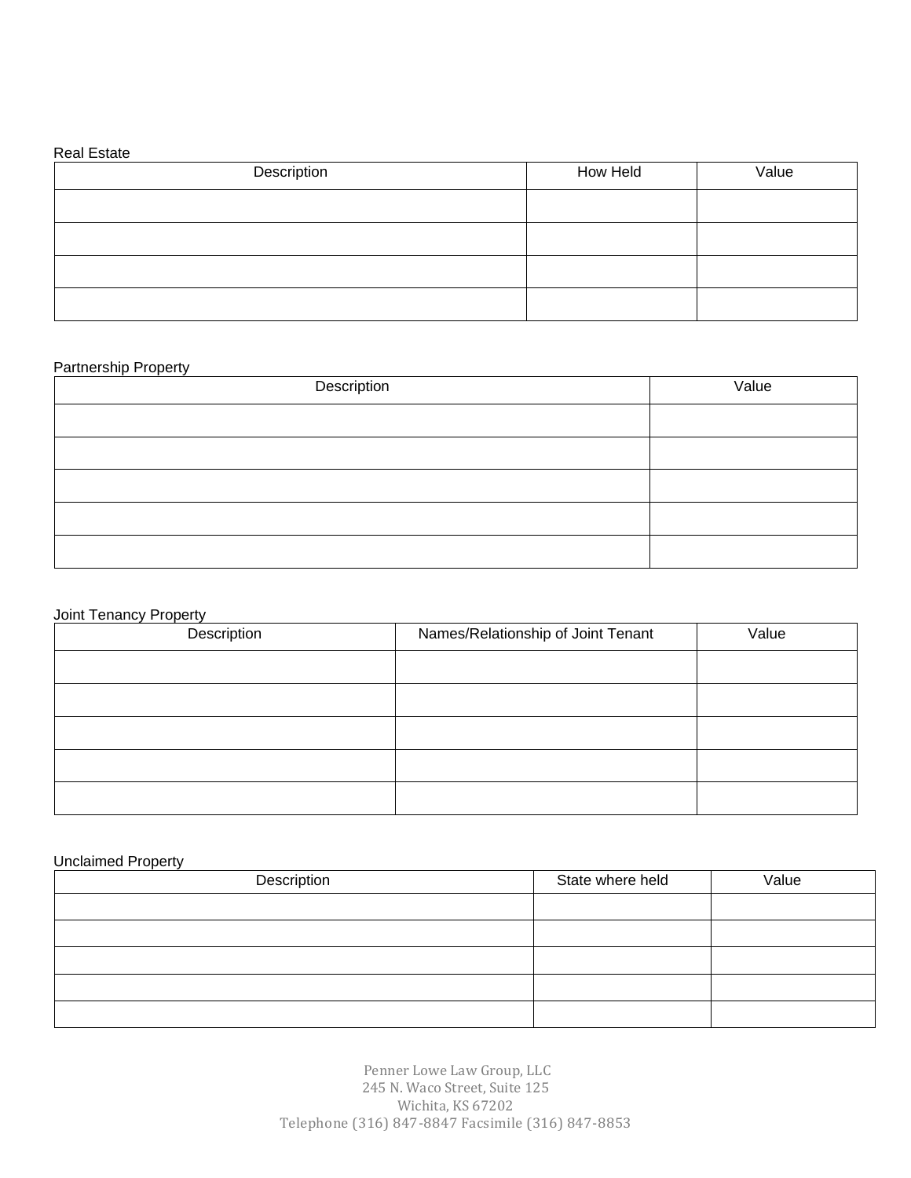Real Estate

| Description | How Held | Value |
| --- | --- | --- |
| | | |
| | | |
| | | |
| | | |

Partnership Property

| Description | Value |
| --- | --- |
| | |
| | |
| | |
| | |
| | |

Joint Tenancy Property

| Description | Names/Relationship of Joint Tenant | Value |
| --- | --- | --- |
| | | |
| | | |
| | | |
| | | |
| | | |

Unclaimed Property

| Description | State where held | Value |
| --- | --- | --- |
| | | |
| | | |
| | | |
| | | |
| | | |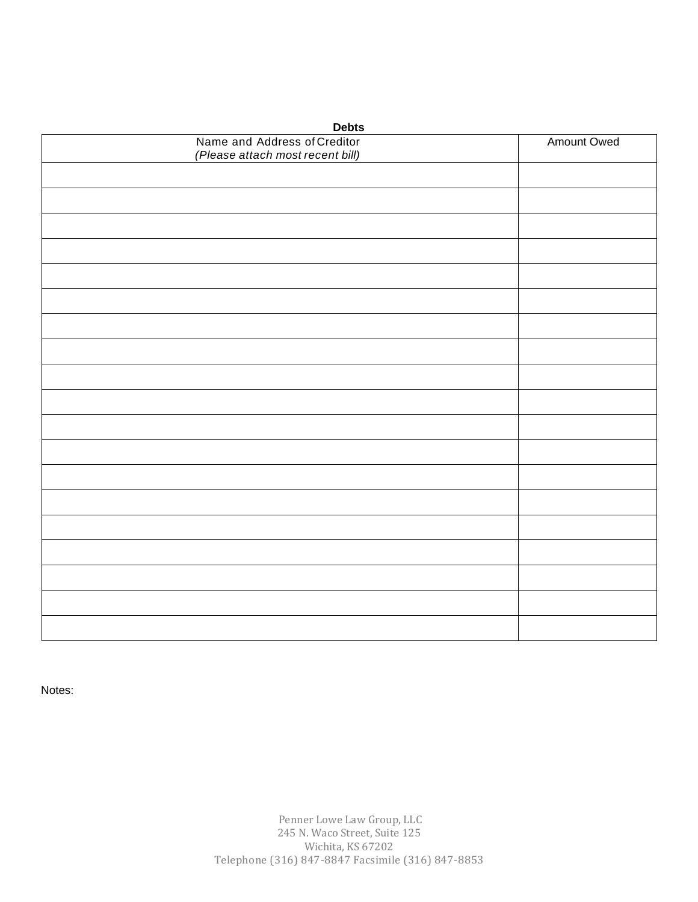**Debts**

| Name and Address of Creditor<br>*(Please attach most recent bill)* | Amount Owed |
|---|---|
| | |
| | |
| | |
| | |
| | |
| | |
| | |
| | |
| | |
| | |
| | |
| | |
| | |
| | |
| | |
| | |
| | |
| | |
| | |

Notes: